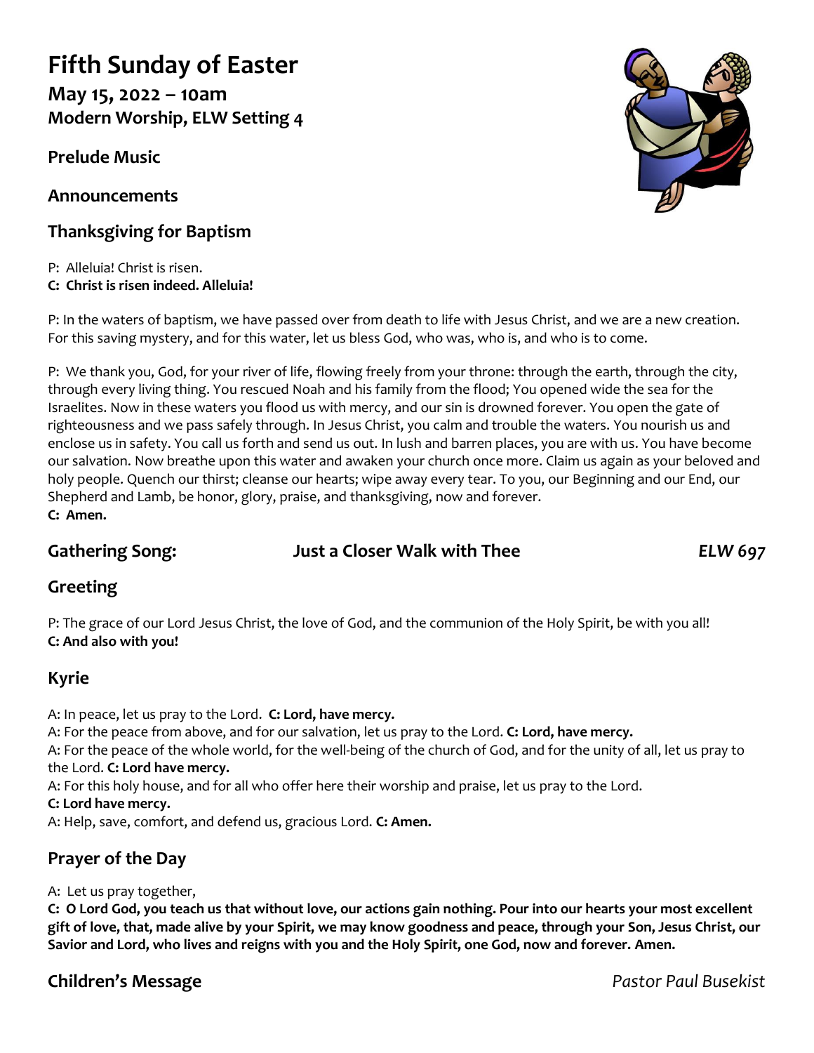# Fifth Sunday of Easter

**May 15, 2022 – 10am**
**Modern Worship, ELW Setting 4**

## Prelude Music

## Announcements

## Thanksgiving for Baptism

P: Alleluia! Christ is risen.
**C: Christ is risen indeed. Alleluia!**

P: In the waters of baptism, we have passed over from death to life with Jesus Christ, and we are a new creation. For this saving mystery, and for this water, let us bless God, who was, who is, and who is to come.

P: We thank you, God, for your river of life, flowing freely from your throne: through the earth, through the city, through every living thing. You rescued Noah and his family from the flood; You opened wide the sea for the Israelites. Now in these waters you flood us with mercy, and our sin is drowned forever. You open the gate of righteousness and we pass safely through. In Jesus Christ, you calm and trouble the waters. You nourish us and enclose us in safety. You call us forth and send us out. In lush and barren places, you are with us. You have become our salvation. Now breathe upon this water and awaken your church once more. Claim us again as your beloved and holy people. Quench our thirst; cleanse our hearts; wipe away every tear. To you, our Beginning and our End, our Shepherd and Lamb, be honor, glory, praise, and thanksgiving, now and forever.
**C: Amen.**

## Gathering Song: Just a Closer Walk with Thee *ELW 697*

## Greeting

P: The grace of our Lord Jesus Christ, the love of God, and the communion of the Holy Spirit, be with you all!
**C: And also with you!**

## Kyrie

A: In peace, let us pray to the Lord. **C: Lord, have mercy.**
A: For the peace from above, and for our salvation, let us pray to the Lord. **C: Lord, have mercy.**
A: For the peace of the whole world, for the well-being of the church of God, and for the unity of all, let us pray to the Lord. **C: Lord have mercy.**
A: For this holy house, and for all who offer here their worship and praise, let us pray to the Lord.
**C: Lord have mercy.**
A: Help, save, comfort, and defend us, gracious Lord. **C: Amen.**

## Prayer of the Day

A: Let us pray together,
**C: O Lord God, you teach us that without love, our actions gain nothing. Pour into our hearts your most excellent gift of love, that, made alive by your Spirit, we may know goodness and peace, through your Son, Jesus Christ, our Savior and Lord, who lives and reigns with you and the Holy Spirit, one God, now and forever. Amen.**

## Children's Message *Pastor Paul Busekist*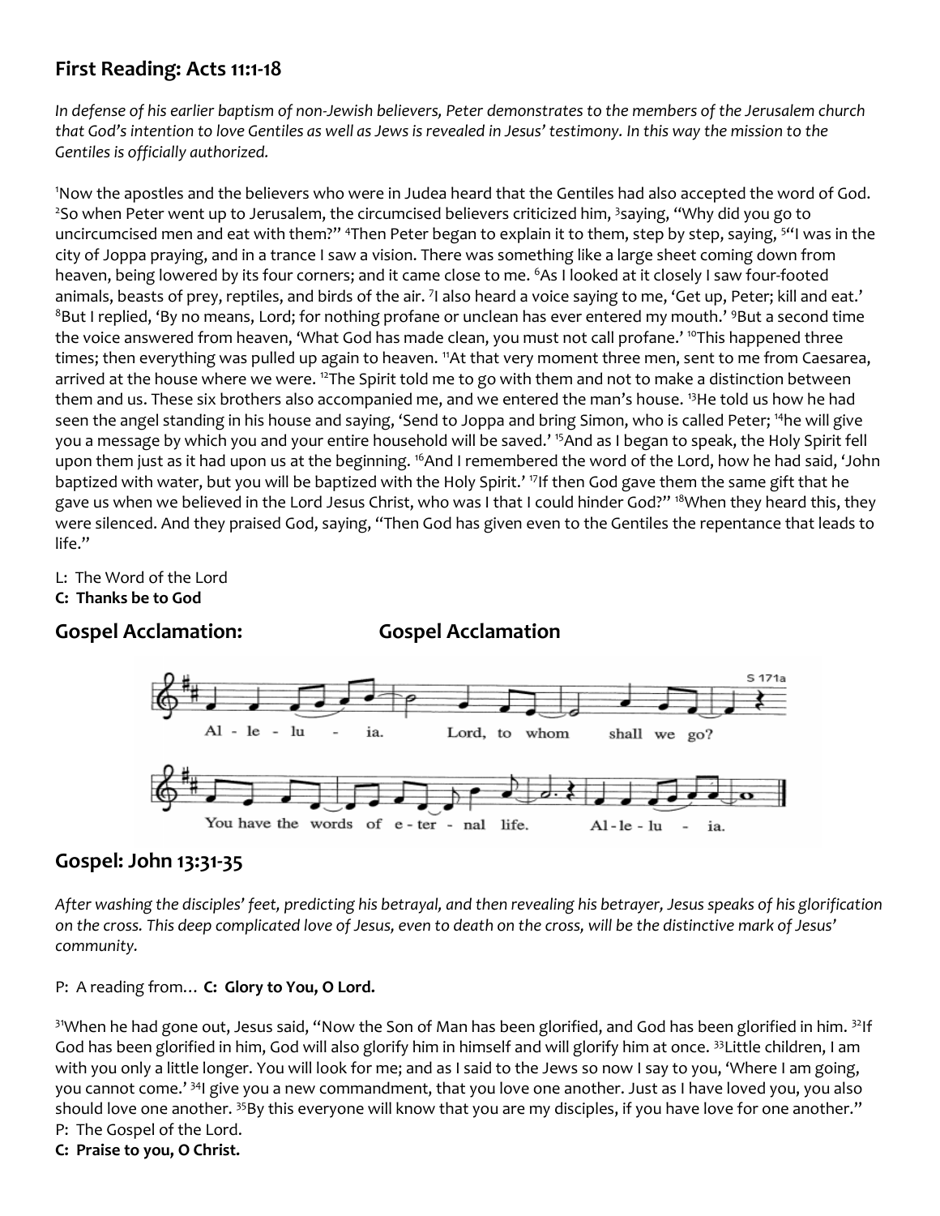## First Reading: Acts 11:1-18

*In defense of his earlier baptism of non-Jewish believers, Peter demonstrates to the members of the Jerusalem church that God's intention to love Gentiles as well as Jews is revealed in Jesus' testimony. In this way the mission to the Gentiles is officially authorized.*

[1]Now the apostles and the believers who were in Judea heard that the Gentiles had also accepted the word of God. [2]So when Peter went up to Jerusalem, the circumcised believers criticized him, [3]saying, "Why did you go to uncircumcised men and eat with them?" [4]Then Peter began to explain it to them, step by step, saying, [5]"I was in the city of Joppa praying, and in a trance I saw a vision. There was something like a large sheet coming down from heaven, being lowered by its four corners; and it came close to me. [6]As I looked at it closely I saw four-footed animals, beasts of prey, reptiles, and birds of the air. [7]I also heard a voice saying to me, 'Get up, Peter; kill and eat.' [8]But I replied, 'By no means, Lord; for nothing profane or unclean has ever entered my mouth.' [9]But a second time the voice answered from heaven, 'What God has made clean, you must not call profane.' [10]This happened three times; then everything was pulled up again to heaven. [11]At that very moment three men, sent to me from Caesarea, arrived at the house where we were. [12]The Spirit told me to go with them and not to make a distinction between them and us. These six brothers also accompanied me, and we entered the man's house. [13]He told us how he had seen the angel standing in his house and saying, 'Send to Joppa and bring Simon, who is called Peter; [14]he will give you a message by which you and your entire household will be saved.' [15]And as I began to speak, the Holy Spirit fell upon them just as it had upon us at the beginning. [16]And I remembered the word of the Lord, how he had said, 'John baptized with water, but you will be baptized with the Holy Spirit.' [17]If then God gave them the same gift that he gave us when we believed in the Lord Jesus Christ, who was I that I could hinder God?" [18]When they heard this, they were silenced. And they praised God, saying, "Then God has given even to the Gentiles the repentance that leads to life."

L: The Word of the Lord
**C: Thanks be to God**

## Gospel Acclamation: Gospel Acclamation

S 171a

Al - le - lu - ia. Lord, to whom shall we go?

You have the words of e - ter - nal life. Al - le - lu - ia.

## Gospel: John 13:31-35

*After washing the disciples' feet, predicting his betrayal, and then revealing his betrayer, Jesus speaks of his glorification on the cross. This deep complicated love of Jesus, even to death on the cross, will be the distinctive mark of Jesus' community.*

P: A reading from… **C: Glory to You, O Lord.**

[31]When he had gone out, Jesus said, "Now the Son of Man has been glorified, and God has been glorified in him. [32]If God has been glorified in him, God will also glorify him in himself and will glorify him at once. [33]Little children, I am with you only a little longer. You will look for me; and as I said to the Jews so now I say to you, 'Where I am going, you cannot come.' [34]I give you a new commandment, that you love one another. Just as I have loved you, you also should love one another. [35]By this everyone will know that you are my disciples, if you have love for one another."
P: The Gospel of the Lord.
**C: Praise to you, O Christ.**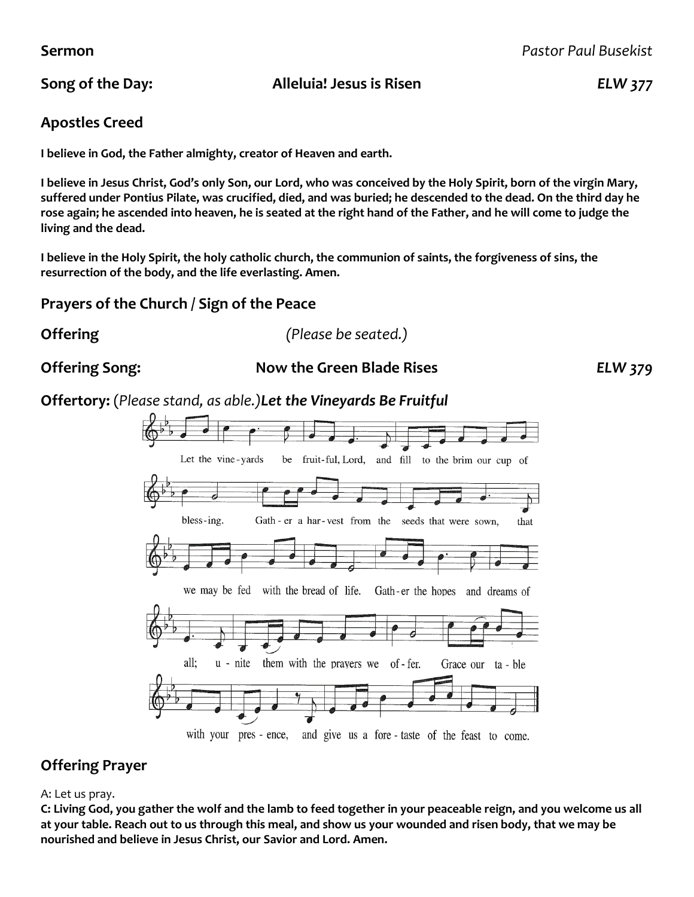**Sermon** *Pastor Paul Busekist*

**Song of the Day:** **Alleluia! Jesus is Risen** ***ELW 377***

## Apostles Creed

**I believe in God, the Father almighty, creator of Heaven and earth.**

**I believe in Jesus Christ, God's only Son, our Lord, who was conceived by the Holy Spirit, born of the virgin Mary, suffered under Pontius Pilate, was crucified, died, and was buried; he descended to the dead. On the third day he rose again; he ascended into heaven, he is seated at the right hand of the Father, and he will come to judge the living and the dead.**

**I believe in the Holy Spirit, the holy catholic church, the communion of saints, the forgiveness of sins, the resurrection of the body, and the life everlasting. Amen.**

## Prayers of the Church / Sign of the Peace

**Offering** *(Please be seated.)*

**Offering Song:** **Now the Green Blade Rises** ***ELW 379***

**Offertory:** (*Please stand, as able.*)***Let the Vineyards Be Fruitful***

Let the vine-yards be fruit-ful, Lord, and fill to the brim our cup of bless-ing. Gath-er a har-vest from the seeds that were sown, that we may be fed with the bread of life. Gath-er the hopes and dreams of all; u-nite them with the prayers we of-fer. Grace our ta-ble with your pres-ence, and give us a fore-taste of the feast to come.

## Offering Prayer

A: Let us pray.

**C: Living God, you gather the wolf and the lamb to feed together in your peaceable reign, and you welcome us all at your table. Reach out to us through this meal, and show us your wounded and risen body, that we may be nourished and believe in Jesus Christ, our Savior and Lord. Amen.**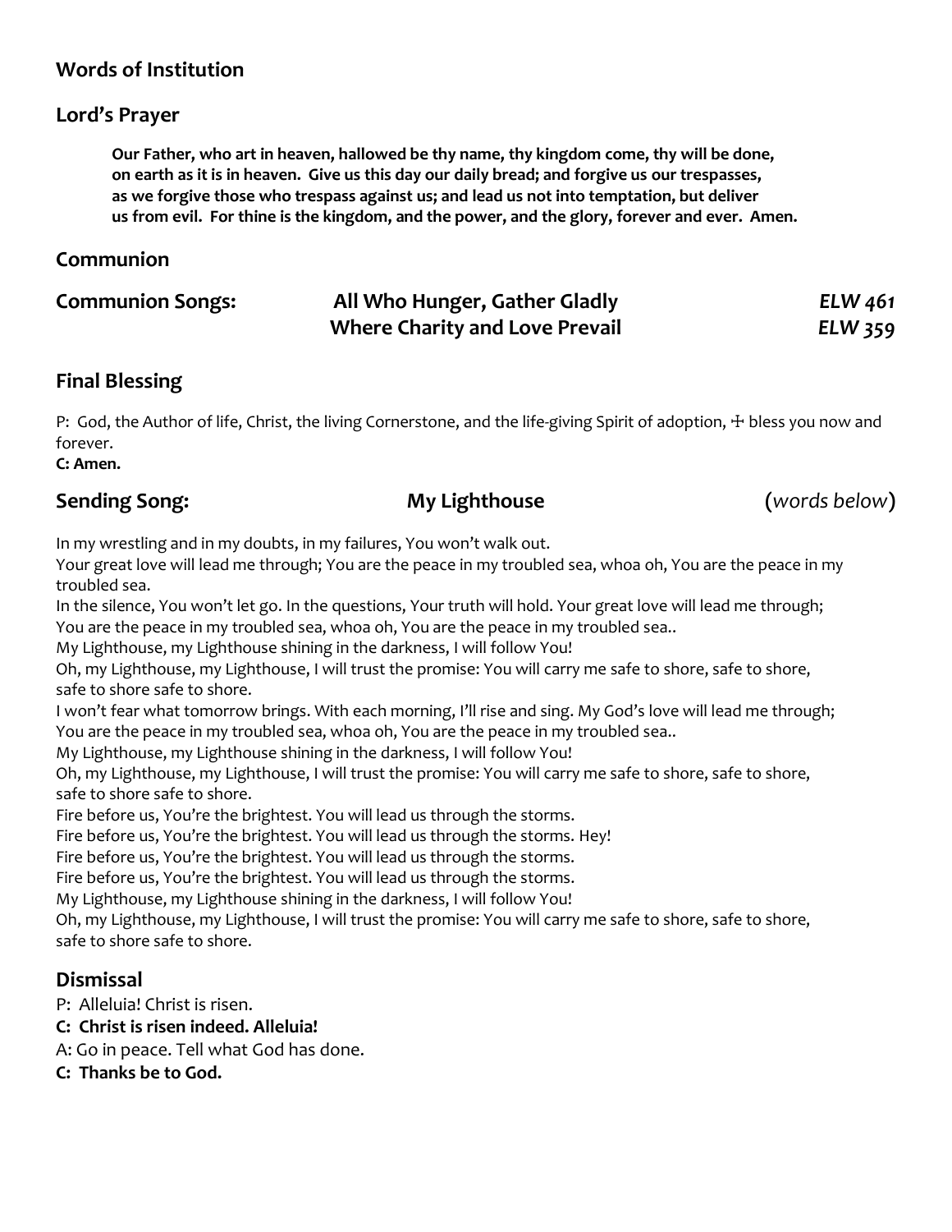## Words of Institution

## Lord's Prayer

**Our Father, who art in heaven, hallowed be thy name, thy kingdom come, thy will be done, on earth as it is in heaven. Give us this day our daily bread; and forgive us our trespasses, as we forgive those who trespass against us; and lead us not into temptation, but deliver us from evil. For thine is the kingdom, and the power, and the glory, forever and ever. Amen.**

## Communion

| | | |
|---|---|---|
| **Communion Songs:** | **All Who Hunger, Gather Gladly** | ***ELW 461*** |
| | **Where Charity and Love Prevail** | ***ELW 359*** |

## Final Blessing

P: God, the Author of life, Christ, the living Cornerstone, and the life-giving Spirit of adoption, ☩ bless you now and forever.
**C: Amen.**

## Sending Song: My Lighthouse (*words below*)

In my wrestling and in my doubts, in my failures, You won't walk out.
Your great love will lead me through; You are the peace in my troubled sea, whoa oh, You are the peace in my troubled sea.
In the silence, You won't let go. In the questions, Your truth will hold. Your great love will lead me through; You are the peace in my troubled sea, whoa oh, You are the peace in my troubled sea..
My Lighthouse, my Lighthouse shining in the darkness, I will follow You!
Oh, my Lighthouse, my Lighthouse, I will trust the promise: You will carry me safe to shore, safe to shore, safe to shore safe to shore.
I won't fear what tomorrow brings. With each morning, I'll rise and sing. My God's love will lead me through; You are the peace in my troubled sea, whoa oh, You are the peace in my troubled sea..
My Lighthouse, my Lighthouse shining in the darkness, I will follow You!
Oh, my Lighthouse, my Lighthouse, I will trust the promise: You will carry me safe to shore, safe to shore, safe to shore safe to shore.
Fire before us, You're the brightest. You will lead us through the storms.
Fire before us, You're the brightest. You will lead us through the storms. Hey!
Fire before us, You're the brightest. You will lead us through the storms.
Fire before us, You're the brightest. You will lead us through the storms.
My Lighthouse, my Lighthouse shining in the darkness, I will follow You!
Oh, my Lighthouse, my Lighthouse, I will trust the promise: You will carry me safe to shore, safe to shore, safe to shore safe to shore.

## Dismissal

P: Alleluia! Christ is risen.
**C: Christ is risen indeed. Alleluia!**
A: Go in peace. Tell what God has done.
**C: Thanks be to God.**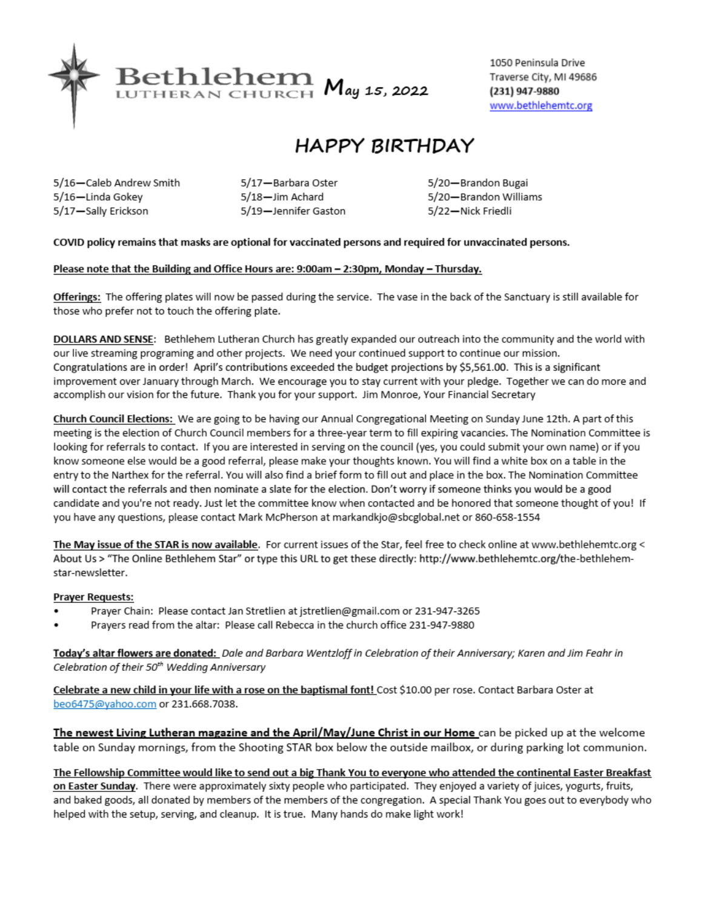Bethlehem LUTHERAN CHURCH May 15, 2022

1050 Peninsula Drive
Traverse City, MI 49686
**(231) 947-9880**
www.bethlehemtc.org

# HAPPY BIRTHDAY

5/16—Caleb Andrew Smith
5/16—Linda Gokey
5/17—Sally Erickson
5/17—Barbara Oster
5/18—Jim Achard
5/19—Jennifer Gaston
5/20—Brandon Bugai
5/20—Brandon Williams
5/22—Nick Friedli

**COVID policy remains that masks are optional for vaccinated persons and required for unvaccinated persons.**

**Please note that the Building and Office Hours are: 9:00am – 2:30pm, Monday – Thursday.**

**Offerings:** The offering plates will now be passed during the service. The vase in the back of the Sanctuary is still available for those who prefer not to touch the offering plate.

**DOLLARS AND SENSE**: Bethlehem Lutheran Church has greatly expanded our outreach into the community and the world with our live streaming programing and other projects. We need your continued support to continue our mission. Congratulations are in order! April's contributions exceeded the budget projections by $5,561.00. This is a significant improvement over January through March. We encourage you to stay current with your pledge. Together we can do more and accomplish our vision for the future. Thank you for your support. Jim Monroe, Your Financial Secretary

**Church Council Elections:** We are going to be having our Annual Congregational Meeting on Sunday June 12th. A part of this meeting is the election of Church Council members for a three-year term to fill expiring vacancies. The Nomination Committee is looking for referrals to contact. If you are interested in serving on the council (yes, you could submit your own name) or if you know someone else would be a good referral, please make your thoughts known. You will find a white box on a table in the entry to the Narthex for the referral. You will also find a brief form to fill out and place in the box. The Nomination Committee will contact the referrals and then nominate a slate for the election. Don't worry if someone thinks you would be a good candidate and you're not ready. Just let the committee know when contacted and be honored that someone thought of you! If you have any questions, please contact Mark McPherson at markandkjo@sbcglobal.net or 860-658-1554

**The May issue of the STAR is now available**. For current issues of the Star, feel free to check online at www.bethlehemtc.org < About Us > "The Online Bethlehem Star" or type this URL to get these directly: http://www.bethlehemtc.org/the-bethlehem-star-newsletter.

**Prayer Requests:**

- Prayer Chain: Please contact Jan Stretlien at jstretlien@gmail.com or 231-947-3265
- Prayers read from the altar: Please call Rebecca in the church office 231-947-9880

**Today's altar flowers are donated:** *Dale and Barbara Wentzloff in Celebration of their Anniversary; Karen and Jim Feahr in Celebration of their 50th Wedding Anniversary*

**Celebrate a new child in your life with a rose on the baptismal font!** Cost $10.00 per rose. Contact Barbara Oster at beo6475@yahoo.com or 231.668.7038.

**The newest Living Lutheran magazine and the April/May/June Christ in our Home** can be picked up at the welcome table on Sunday mornings, from the Shooting STAR box below the outside mailbox, or during parking lot communion.

**The Fellowship Committee would like to send out a big Thank You to everyone who attended the continental Easter Breakfast on Easter Sunday**. There were approximately sixty people who participated. They enjoyed a variety of juices, yogurts, fruits, and baked goods, all donated by members of the members of the congregation. A special Thank You goes out to everybody who helped with the setup, serving, and cleanup. It is true. Many hands do make light work!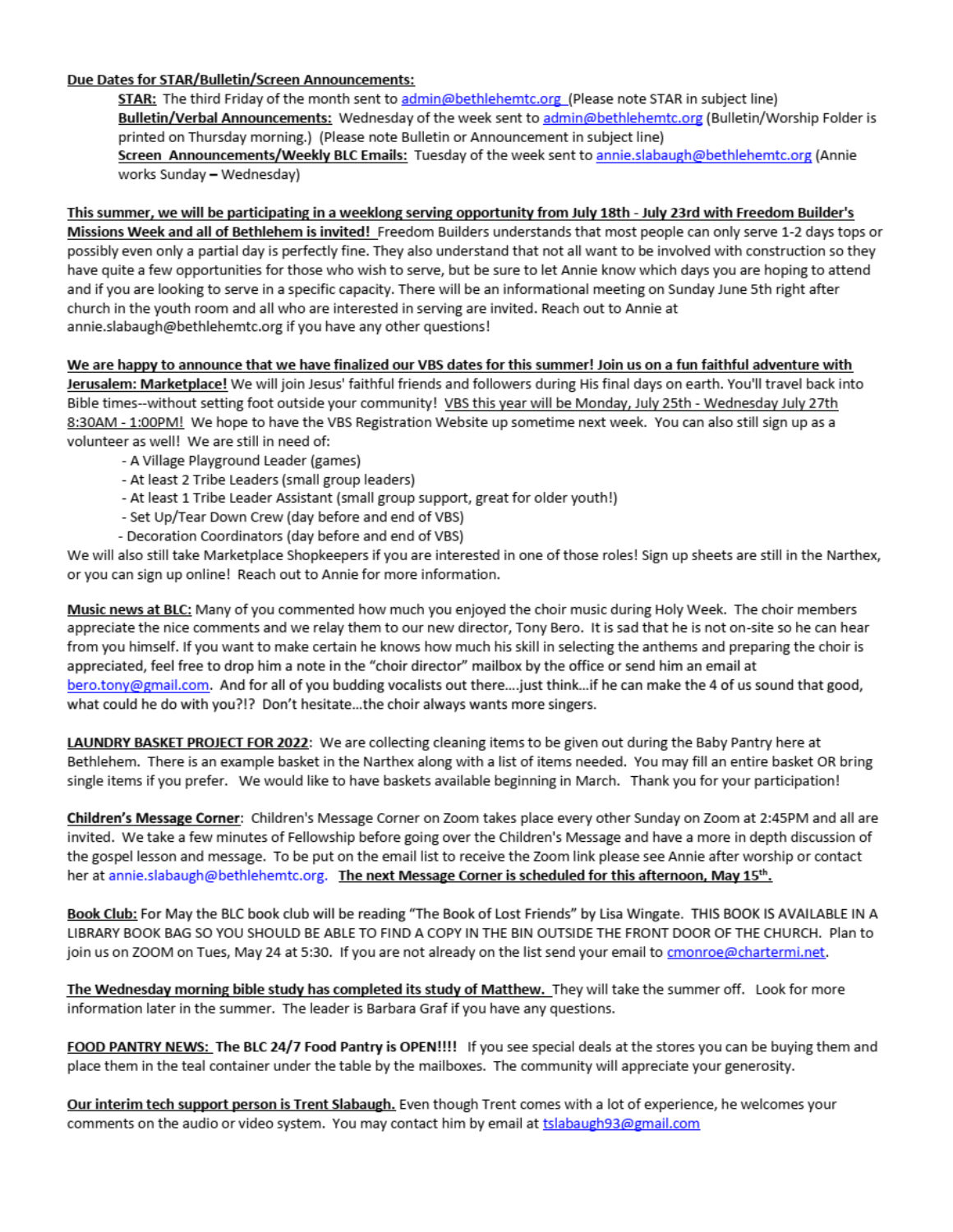**Due Dates for STAR/Bulletin/Screen Announcements:**

**STAR:** The third Friday of the month sent to admin@bethlehemtc.org (Please note STAR in subject line)

**Bulletin/Verbal Announcements:** Wednesday of the week sent to admin@bethlehemtc.org (Bulletin/Worship Folder is printed on Thursday morning.) (Please note Bulletin or Announcement in subject line)

**Screen Announcements/Weekly BLC Emails:** Tuesday of the week sent to annie.slabaugh@bethlehemtc.org (Annie works Sunday – Wednesday)

**This summer, we will be participating in a weeklong serving opportunity from July 18th - July 23rd with Freedom Builder's Missions Week and all of Bethlehem is invited!** Freedom Builders understands that most people can only serve 1-2 days tops or possibly even only a partial day is perfectly fine. They also understand that not all want to be involved with construction so they have quite a few opportunities for those who wish to serve, but be sure to let Annie know which days you are hoping to attend and if you are looking to serve in a specific capacity. There will be an informational meeting on Sunday June 5th right after church in the youth room and all who are interested in serving are invited. Reach out to Annie at annie.slabaugh@bethlehemtc.org if you have any other questions!

**We are happy to announce that we have finalized our VBS dates for this summer! Join us on a fun faithful adventure with Jerusalem: Marketplace!** We will join Jesus' faithful friends and followers during His final days on earth. You'll travel back into Bible times--without setting foot outside your community! VBS this year will be Monday, July 25th - Wednesday July 27th 8:30AM - 1:00PM! We hope to have the VBS Registration Website up sometime next week. You can also still sign up as a volunteer as well! We are still in need of:

- A Village Playground Leader (games)
- At least 2 Tribe Leaders (small group leaders)
- At least 1 Tribe Leader Assistant (small group support, great for older youth!)
- Set Up/Tear Down Crew (day before and end of VBS)
- Decoration Coordinators (day before and end of VBS)

We will also still take Marketplace Shopkeepers if you are interested in one of those roles! Sign up sheets are still in the Narthex, or you can sign up online! Reach out to Annie for more information.

**Music news at BLC:** Many of you commented how much you enjoyed the choir music during Holy Week. The choir members appreciate the nice comments and we relay them to our new director, Tony Bero. It is sad that he is not on-site so he can hear from you himself. If you want to make certain he knows how much his skill in selecting the anthems and preparing the choir is appreciated, feel free to drop him a note in the "choir director" mailbox by the office or send him an email at bero.tony@gmail.com. And for all of you budding vocalists out there….just think…if he can make the 4 of us sound that good, what could he do with you?!? Don't hesitate…the choir always wants more singers.

**LAUNDRY BASKET PROJECT FOR 2022**: We are collecting cleaning items to be given out during the Baby Pantry here at Bethlehem. There is an example basket in the Narthex along with a list of items needed. You may fill an entire basket OR bring single items if you prefer. We would like to have baskets available beginning in March. Thank you for your participation!

**Children's Message Corner**: Children's Message Corner on Zoom takes place every other Sunday on Zoom at 2:45PM and all are invited. We take a few minutes of Fellowship before going over the Children's Message and have a more in depth discussion of the gospel lesson and message. To be put on the email list to receive the Zoom link please see Annie after worship or contact her at annie.slabaugh@bethlehemtc.org. **The next Message Corner is scheduled for this afternoon, May 15th.**

**Book Club:** For May the BLC book club will be reading "The Book of Lost Friends" by Lisa Wingate. THIS BOOK IS AVAILABLE IN A LIBRARY BOOK BAG SO YOU SHOULD BE ABLE TO FIND A COPY IN THE BIN OUTSIDE THE FRONT DOOR OF THE CHURCH. Plan to join us on ZOOM on Tues, May 24 at 5:30. If you are not already on the list send your email to cmonroe@chartermi.net.

**The Wednesday morning bible study has completed its study of Matthew.** They will take the summer off. Look for more information later in the summer. The leader is Barbara Graf if you have any questions.

**FOOD PANTRY NEWS: The BLC 24/7 Food Pantry is OPEN!!!!** If you see special deals at the stores you can be buying them and place them in the teal container under the table by the mailboxes. The community will appreciate your generosity.

**Our interim tech support person is Trent Slabaugh.** Even though Trent comes with a lot of experience, he welcomes your comments on the audio or video system. You may contact him by email at tslabaugh93@gmail.com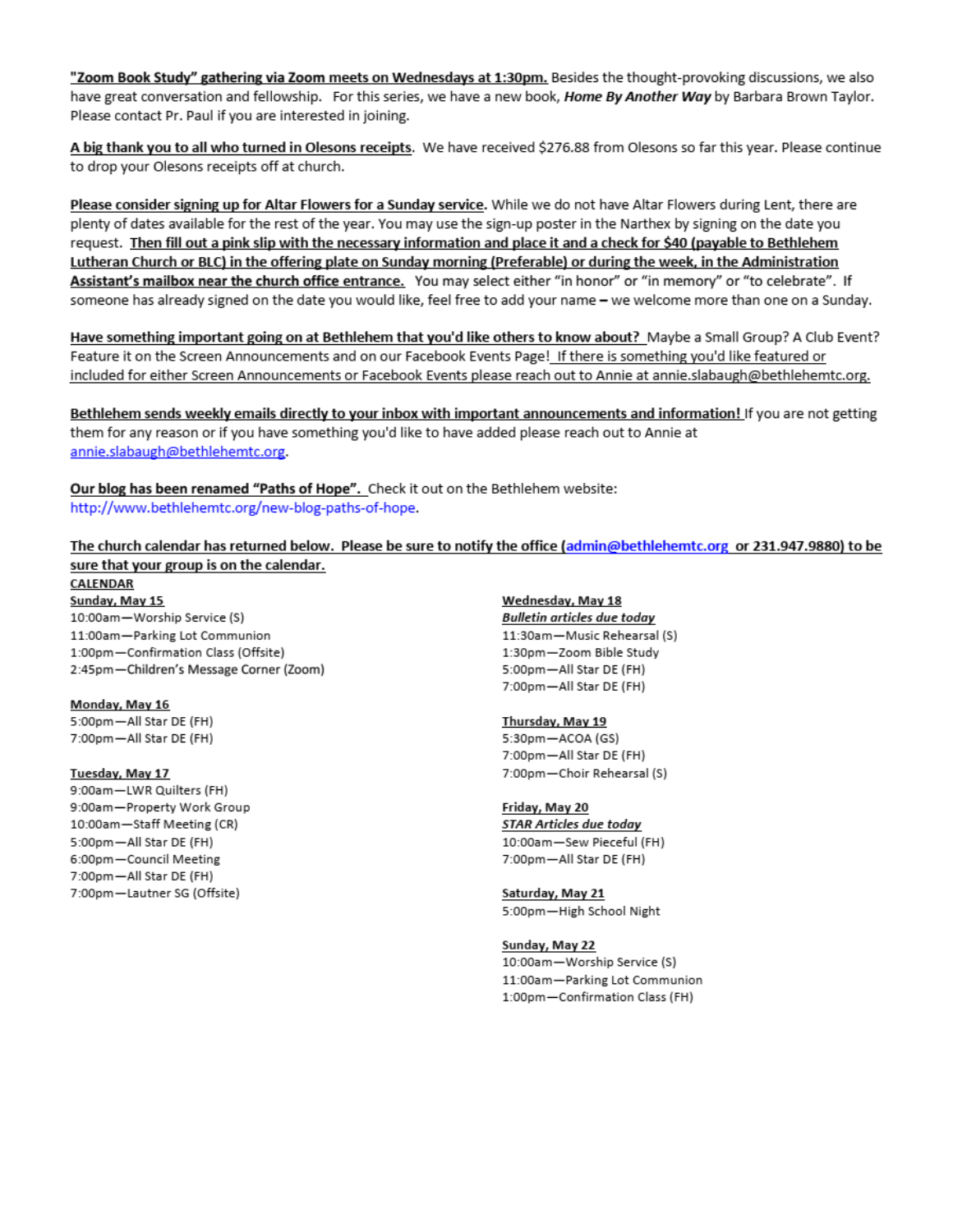**"Zoom Book Study" gathering via Zoom meets on Wednesdays at 1:30pm.** Besides the thought-provoking discussions, we also have great conversation and fellowship. For this series, we have a new book, ***Home By Another Way*** by Barbara Brown Taylor. Please contact Pr. Paul if you are interested in joining.

**A big thank you to all who turned in Olesons receipts**. We have received $276.88 from Olesons so far this year. Please continue to drop your Olesons receipts off at church.

**Please consider signing up for Altar Flowers for a Sunday service.** While we do not have Altar Flowers during Lent, there are plenty of dates available for the rest of the year. You may use the sign-up poster in the Narthex by signing on the date you request. **Then fill out a pink slip with the necessary information and place it and a check for $40 (payable to Bethlehem Lutheran Church or BLC) in the offering plate on Sunday morning (Preferable) or during the week, in the Administration Assistant's mailbox near the church office entrance.** You may select either "in honor" or "in memory" or "to celebrate". If someone has already signed on the date you would like, feel free to add your name – we welcome more than one on a Sunday.

**Have something important going on at Bethlehem that you'd like others to know about?** Maybe a Small Group? A Club Event? Feature it on the Screen Announcements and on our Facebook Events Page! If there is something you'd like featured or included for either Screen Announcements or Facebook Events please reach out to Annie at annie.slabaugh@bethlehemtc.org.

**Bethlehem sends weekly emails directly to your inbox with important announcements and information!** If you are not getting them for any reason or if you have something you'd like to have added please reach out to Annie at annie.slabaugh@bethlehemtc.org.

**Our blog has been renamed "Paths of Hope".** Check it out on the Bethlehem website: http://www.bethlehemtc.org/new-blog-paths-of-hope.

**The church calendar has returned below. Please be sure to notify the office (admin@bethlehemtc.org or 231.947.9880) to be sure that your group is on the calendar.**

**CALENDAR**

**Sunday, May 15**
10:00am—Worship Service (S)
11:00am—Parking Lot Communion
1:00pm—Confirmation Class (Offsite)
2:45pm—Children's Message Corner (Zoom)

**Monday, May 16**
5:00pm—All Star DE (FH)
7:00pm—All Star DE (FH)

**Tuesday, May 17**
9:00am—LWR Quilters (FH)
9:00am—Property Work Group
10:00am—Staff Meeting (CR)
5:00pm—All Star DE (FH)
6:00pm—Council Meeting
7:00pm—All Star DE (FH)
7:00pm—Lautner SG (Offsite)

**Wednesday, May 18**
***Bulletin articles due today***
11:30am—Music Rehearsal (S)
1:30pm—Zoom Bible Study
5:00pm—All Star DE (FH)
7:00pm—All Star DE (FH)

**Thursday, May 19**
5:30pm—ACOA (GS)
7:00pm—All Star DE (FH)
7:00pm—Choir Rehearsal (S)

**Friday, May 20**
***STAR Articles due today***
10:00am—Sew Pieceful (FH)
7:00pm—All Star DE (FH)

**Saturday, May 21**
5:00pm—High School Night

**Sunday, May 22**
10:00am—Worship Service (S)
11:00am—Parking Lot Communion
1:00pm—Confirmation Class (FH)